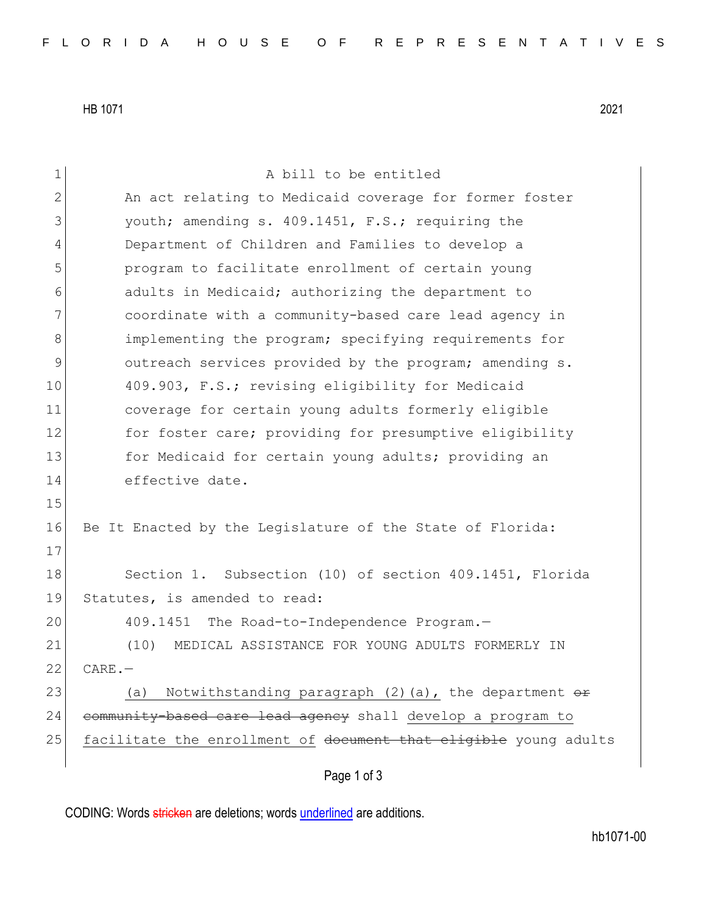HB 1071 2021

A bill to be entitled

An act relating to Medicaid coverage for former foster youth; amending s. 409.1451, F.S.; requiring the Department of Children and Families to develop a program to facilitate enrollment of certain young adults in Medicaid; authorizing the department to coordinate with a community-based care lead agency in implementing the program; specifying requirements for outreach services provided by the program; amending s. 409.903, F.S.; revising eligibility for Medicaid coverage for certain young adults formerly eligible for foster care; providing for presumptive eligibility for Medicaid for certain young adults; providing an effective date.

Be It Enacted by the Legislature of the State of Florida:

Section 1. Subsection (10) of section 409.1451, Florida Statutes, is amended to read:

409.1451 The Road-to-Independence Program.—

(10) MEDICAL ASSISTANCE FOR YOUNG ADULTS FORMERLY IN CARE.—

(a) Notwithstanding paragraph (2)(a), the department ~~or community-based care lead agency~~ shall develop a program to facilitate the enrollment of ~~document that eligible~~ young adults

CODING: Words ~~stricken~~ are deletions; words underlined are additions.

hb1071-00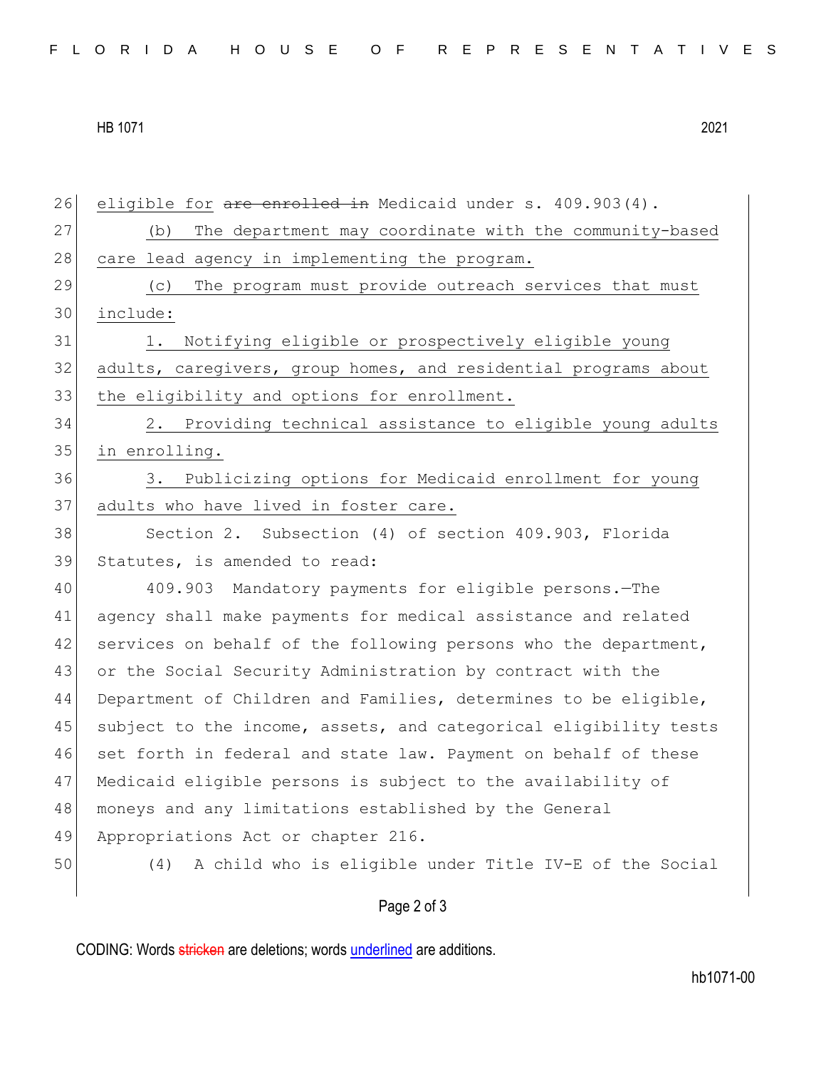eligible for ~~are enrolled in~~ Medicaid under s. 409.903(4).

(b) The department may coordinate with the community-based care lead agency in implementing the program.

(c) The program must provide outreach services that must include:

1. Notifying eligible or prospectively eligible young adults, caregivers, group homes, and residential programs about the eligibility and options for enrollment.

2. Providing technical assistance to eligible young adults in enrolling.

3. Publicizing options for Medicaid enrollment for young adults who have lived in foster care.

Section 2. Subsection (4) of section 409.903, Florida Statutes, is amended to read:

409.903 Mandatory payments for eligible persons.—The agency shall make payments for medical assistance and related services on behalf of the following persons who the department, or the Social Security Administration by contract with the Department of Children and Families, determines to be eligible, subject to the income, assets, and categorical eligibility tests set forth in federal and state law. Payment on behalf of these Medicaid eligible persons is subject to the availability of moneys and any limitations established by the General Appropriations Act or chapter 216.

(4) A child who is eligible under Title IV-E of the Social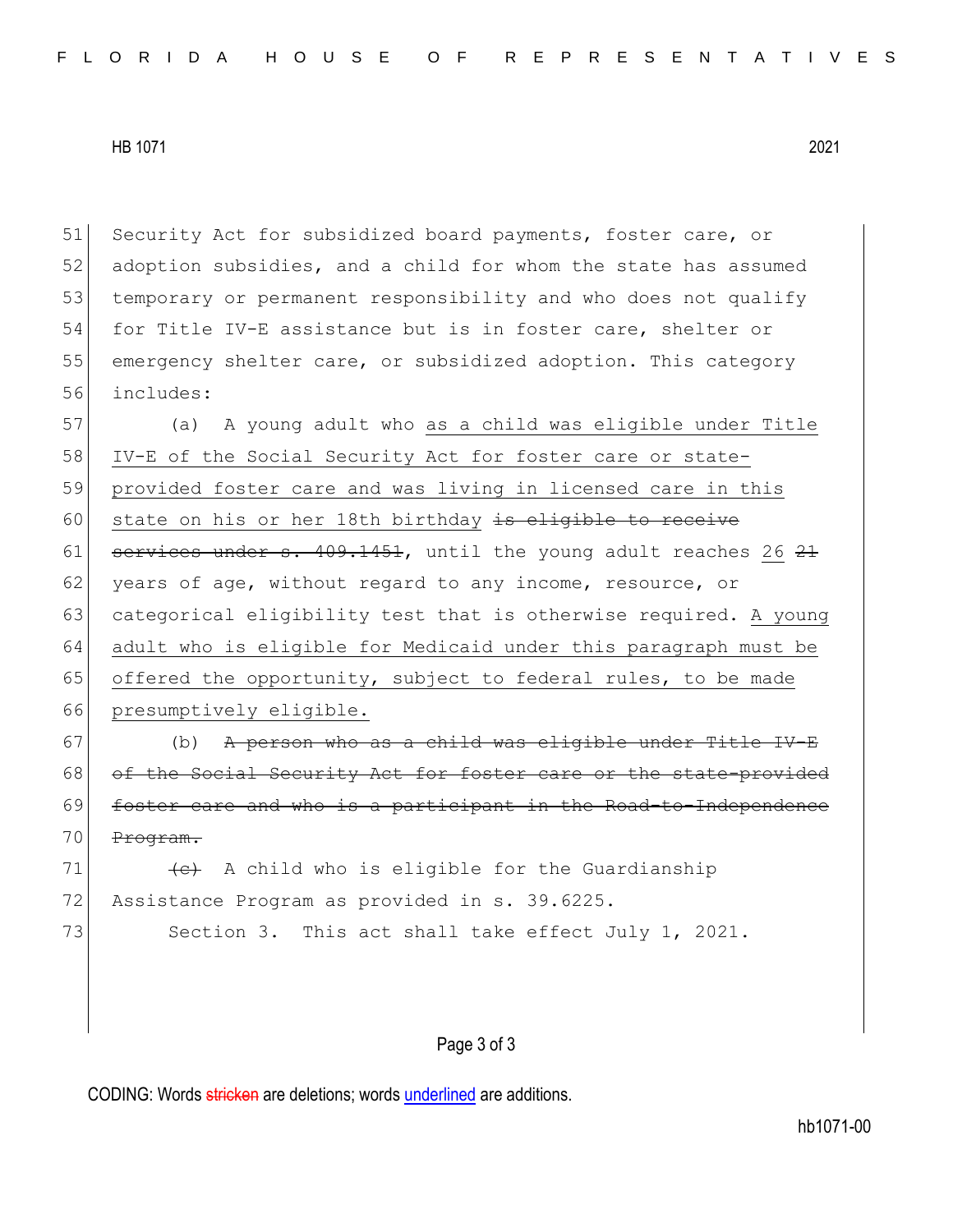Security Act for subsidized board payments, foster care, or adoption subsidies, and a child for whom the state has assumed temporary or permanent responsibility and who does not qualify for Title IV-E assistance but is in foster care, shelter or emergency shelter care, or subsidized adoption. This category includes:

(a) A young adult who as a child was eligible under Title IV-E of the Social Security Act for foster care or state-provided foster care and was living in licensed care in this state on his or her 18th birthday ~~is eligible to receive services under s. 409.1451~~, until the young adult reaches 26 ~~21~~ years of age, without regard to any income, resource, or categorical eligibility test that is otherwise required. A young adult who is eligible for Medicaid under this paragraph must be offered the opportunity, subject to federal rules, to be made presumptively eligible.

(b) ~~A person who as a child was eligible under Title IV-E of the Social Security Act for foster care or the state-provided foster care and who is a participant in the Road-to-Independence Program.~~

~~(c)~~ A child who is eligible for the Guardianship Assistance Program as provided in s. 39.6225.

Section 3. This act shall take effect July 1, 2021.

CODING: Words ~~stricken~~ are deletions; words underlined are additions.